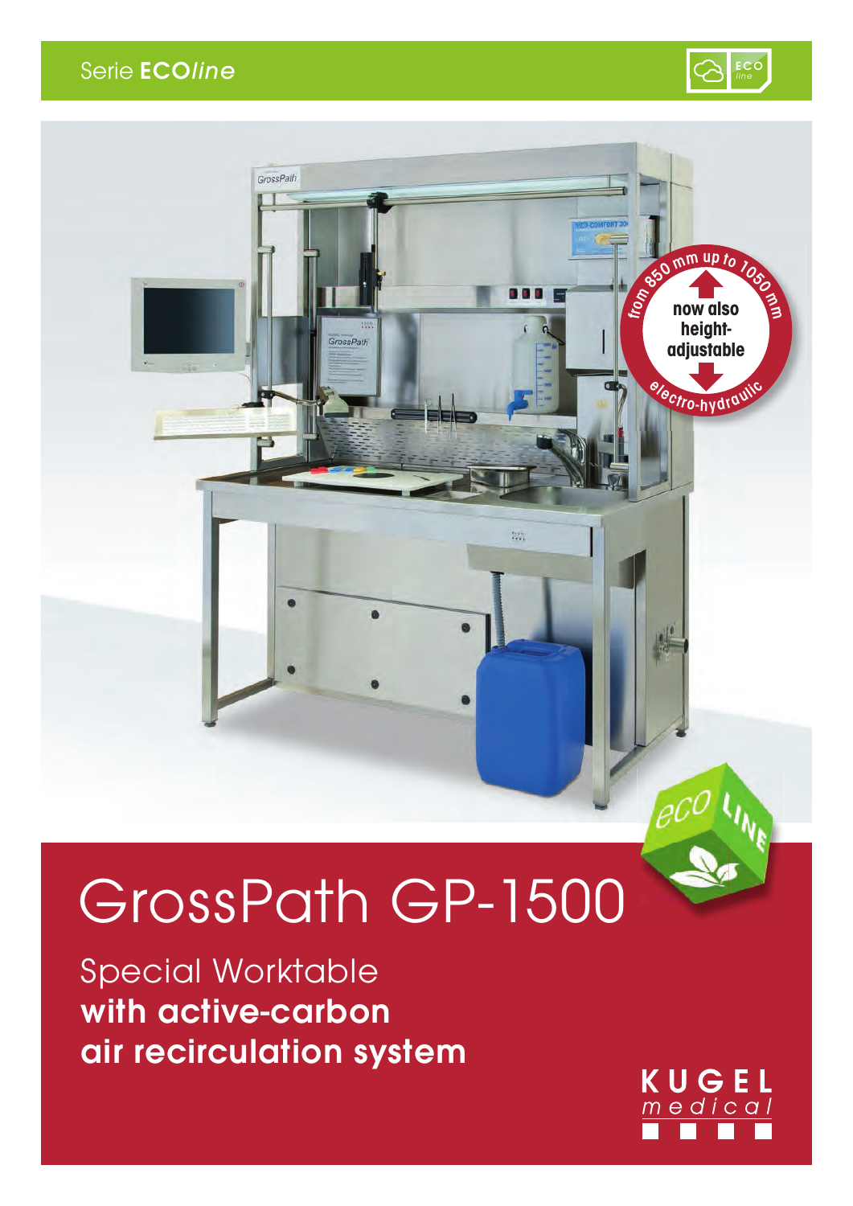Serie **ECO*line***

from 850 mm up to 1050 mm

**now also height-adjustable**

electro-hydraulic

# GrossPath GP-1500

## Special Worktable **with active-carbon air recirculation system**

KUGEL medical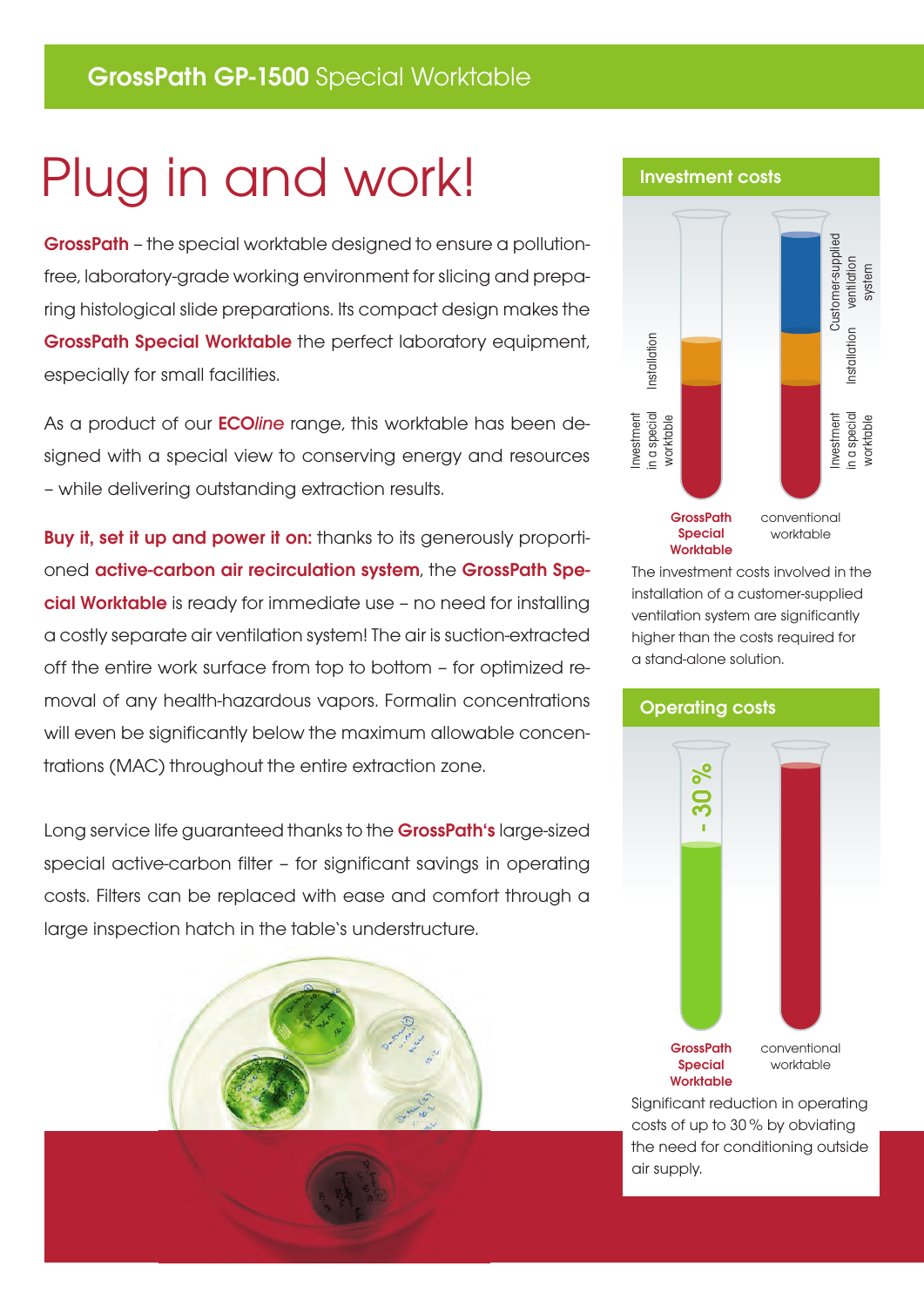# GrossPath GP-1500 Special Worktable

# Plug in and work!

**GrossPath** – the special worktable designed to ensure a pollution-free, laboratory-grade working environment for slicing and preparing histological slide preparations. Its compact design makes the **GrossPath Special Worktable** the perfect laboratory equipment, especially for small facilities.

As a product of our **ECO*line*** range, this worktable has been designed with a special view to conserving energy and resources – while delivering outstanding extraction results.

**Buy it, set it up and power it on:** thanks to its generously proportioned **active-carbon air recirculation system**, the **GrossPath Special Worktable** is ready for immediate use – no need for installing a costly separate air ventilation system! The air is suction-extracted off the entire work surface from top to bottom – for optimized removal of any health-hazardous vapors. Formalin concentrations will even be significantly below the maximum allowable concentrations (MAC) throughout the entire extraction zone.

Long service life guaranteed thanks to the **GrossPath's** large-sized special active-carbon filter – for significant savings in operating costs. Filters can be replaced with ease and comfort through a large inspection hatch in the table's understructure.

## Investment costs

Installation | Investment in a special worktable | Customer-supplied ventilation system | Installation | Investment in a special worktable

**GrossPath Special Worktable** | conventional worktable

The investment costs involved in the installation of a customer-supplied ventilation system are significantly higher than the costs required for a stand-alone solution.

## Operating costs

- 30 %

**GrossPath Special Worktable** | conventional worktable

Significant reduction in operating costs of up to 30 % by obviating the need for conditioning outside air supply.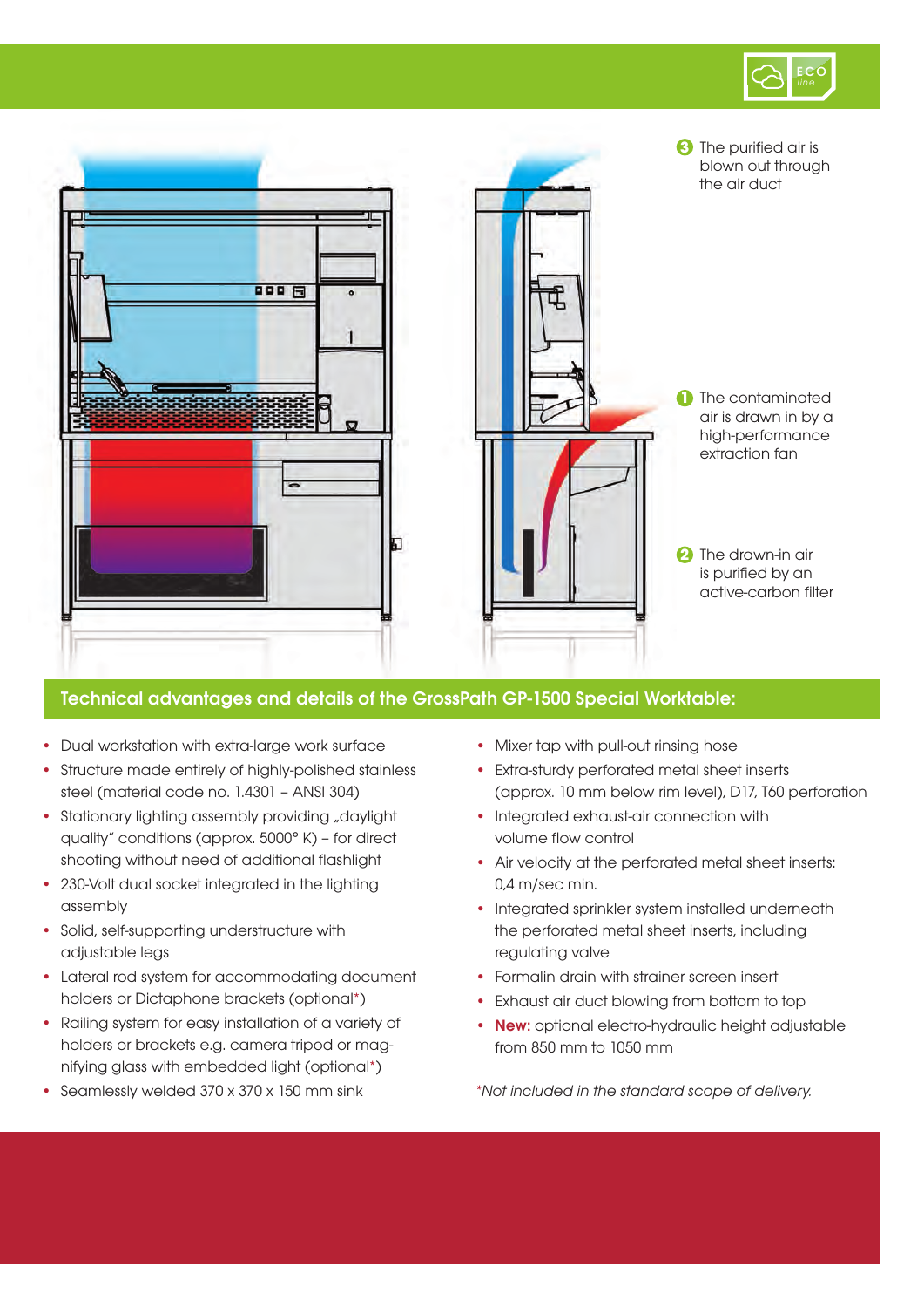ECO line

3 The purified air is blown out through the air duct

1 The contaminated air is drawn in by a high-performance extraction fan

2 The drawn-in air is purified by an active-carbon filter

## Technical advantages and details of the GrossPath GP-1500 Special Worktable:

- Dual workstation with extra-large work surface
- Structure made entirely of highly-polished stainless steel (material code no. 1.4301 – ANSI 304)
- Stationary lighting assembly providing „daylight quality" conditions (approx. 5000° K) – for direct shooting without need of additional flashlight
- 230-Volt dual socket integrated in the lighting assembly
- Solid, self-supporting understructure with adjustable legs
- Lateral rod system for accommodating document holders or Dictaphone brackets (optional*)
- Railing system for easy installation of a variety of holders or brackets e.g. camera tripod or magnifying glass with embedded light (optional*)
- Seamlessly welded 370 x 370 x 150 mm sink
- Mixer tap with pull-out rinsing hose
- Extra-sturdy perforated metal sheet inserts (approx. 10 mm below rim level), D17, T60 perforation
- Integrated exhaust-air connection with volume flow control
- Air velocity at the perforated metal sheet inserts: 0,4 m/sec min.
- Integrated sprinkler system installed underneath the perforated metal sheet inserts, including regulating valve
- Formalin drain with strainer screen insert
- Exhaust air duct blowing from bottom to top
- **New:** optional electro-hydraulic height adjustable from 850 mm to 1050 mm

*\*Not included in the standard scope of delivery.*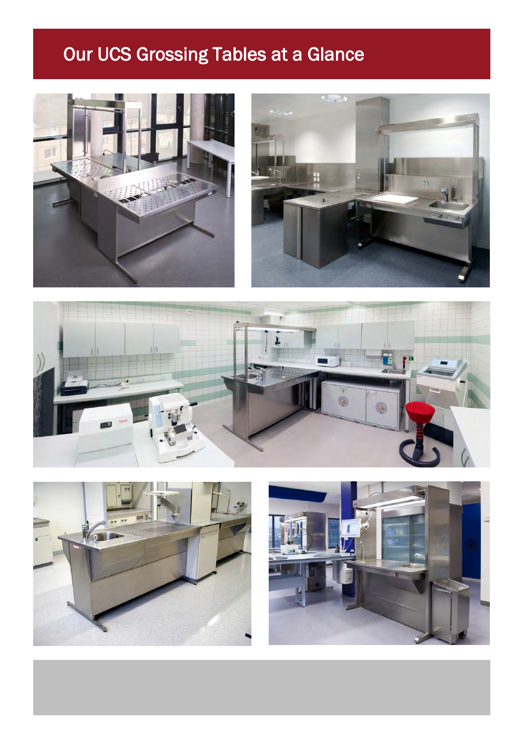# Our UCS Grossing Tables at a Glance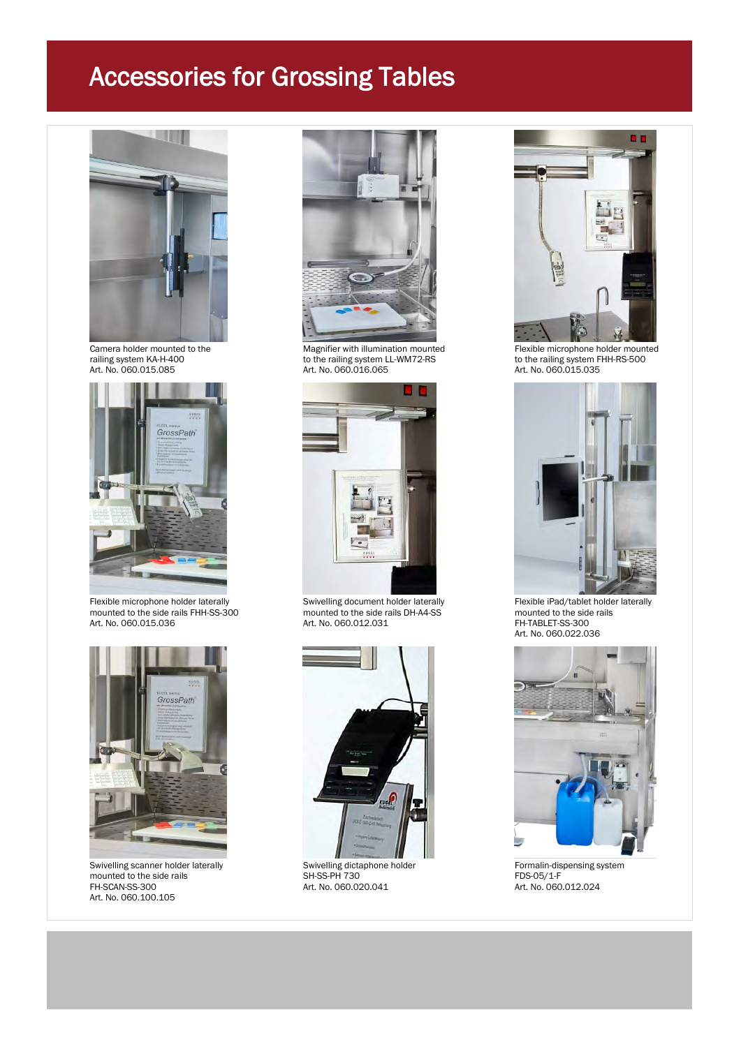# Accessories for Grossing Tables

Camera holder mounted to the railing system KA-H-400
Art. No. 060.015.085

Magnifier with illumination mounted to the railing system LL-WM72-RS
Art. No. 060.016.065

Flexible microphone holder mounted to the railing system FHH-RS-500
Art. No. 060.015.035

Flexible microphone holder laterally mounted to the side rails FHH-SS-300
Art. No. 060.015.036

Swivelling document holder laterally mounted to the side rails DH-A4-SS
Art. No. 060.012.031

Flexible iPad/tablet holder laterally mounted to the side rails FH-TABLET-SS-300
Art. No. 060.022.036

Swivelling scanner holder laterally mounted to the side rails FH-SCAN-SS-300
Art. No. 060.100.105

Swivelling dictaphone holder SH-SS-PH 730
Art. No. 060.020.041

Formalin-dispensing system FDS-05/1-F
Art. No. 060.012.024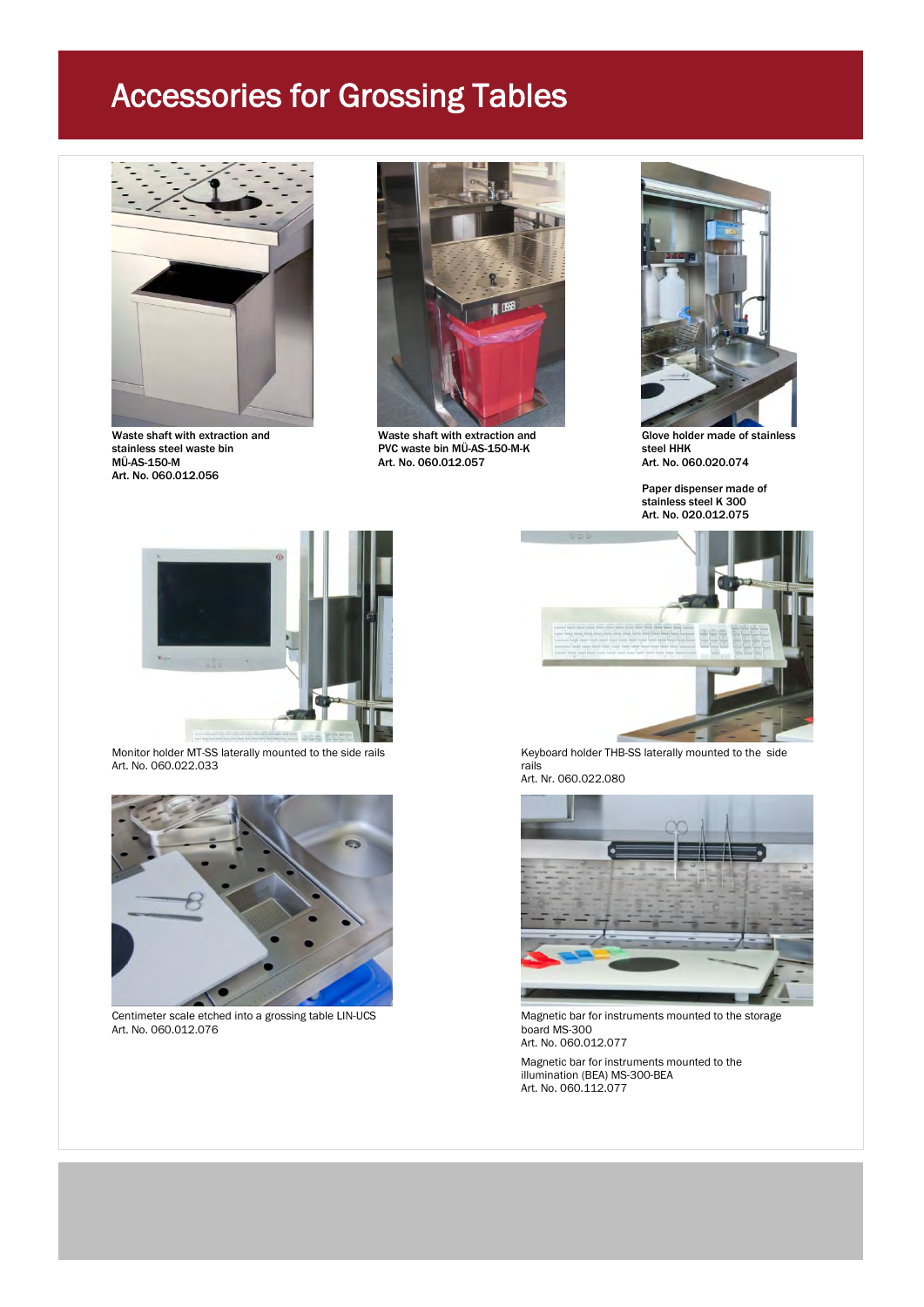# Accessories for Grossing Tables

**Waste shaft with extraction and stainless steel waste bin MÜ-AS-150-M**
**Art. No. 060.012.056**

**Waste shaft with extraction and PVC waste bin MÜ-AS-150-M-K**
**Art. No. 060.012.057**

**Glove holder made of stainless steel HHK**
**Art. No. 060.020.074**

**Paper dispenser made of stainless steel K 300**
**Art. No. 020.012.075**

Monitor holder MT-SS laterally mounted to the side rails
Art. No. 060.022.033

Keyboard holder THB-SS laterally mounted to the side rails
Art. Nr. 060.022.080

Centimeter scale etched into a grossing table LIN-UCS
Art. No. 060.012.076

Magnetic bar for instruments mounted to the storage board MS-300
Art. No. 060.012.077

Magnetic bar for instruments mounted to the illumination (BEA) MS-300-BEA
Art. No. 060.112.077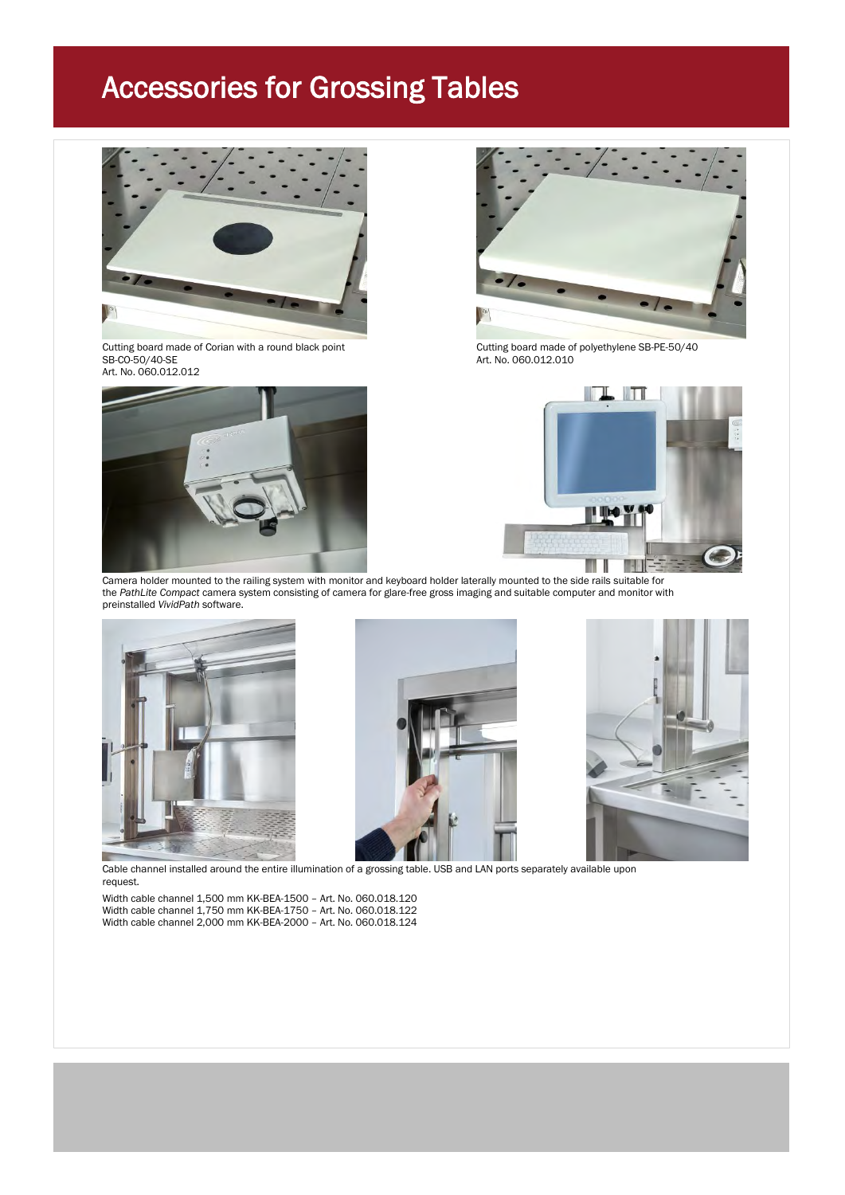# Accessories for Grossing Tables

Cutting board made of Corian with a round black point
SB-CO-50/40-SE
Art. No. 060.012.012

Cutting board made of polyethylene SB-PE-50/40
Art. No. 060.012.010

Camera holder mounted to the railing system with monitor and keyboard holder laterally mounted to the side rails suitable for the *PathLite Compact* camera system consisting of camera for glare-free gross imaging and suitable computer and monitor with preinstalled *VividPath* software.

Cable channel installed around the entire illumination of a grossing table. USB and LAN ports separately available upon request.

Width cable channel 1,500 mm KK-BEA-1500 – Art. No. 060.018.120
Width cable channel 1,750 mm KK-BEA-1750 – Art. No. 060.018.122
Width cable channel 2,000 mm KK-BEA-2000 – Art. No. 060.018.124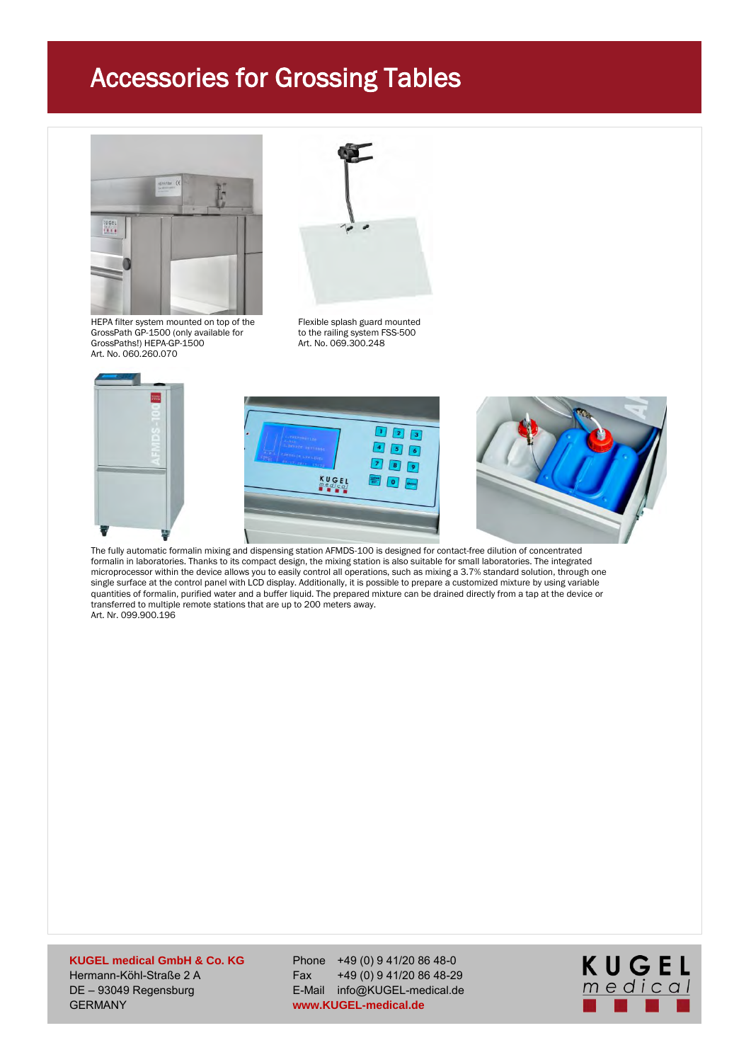# Accessories for Grossing Tables

HEPA filter system mounted on top of the GrossPath GP-1500 (only available for GrossPaths!) HEPA-GP-1500
Art. No. 060.260.070

Flexible splash guard mounted to the railing system FSS-500
Art. No. 069.300.248

The fully automatic formalin mixing and dispensing station AFMDS-100 is designed for contact-free dilution of concentrated formalin in laboratories. Thanks to its compact design, the mixing station is also suitable for small laboratories. The integrated microprocessor within the device allows you to easily control all operations, such as mixing a 3.7% standard solution, through one single surface at the control panel with LCD display. Additionally, it is possible to prepare a customized mixture by using variable quantities of formalin, purified water and a buffer liquid. The prepared mixture can be drained directly from a tap at the device or transferred to multiple remote stations that are up to 200 meters away.
Art. Nr. 099.900.196

**KUGEL medical GmbH & Co. KG**
Hermann-Köhl-Straße 2 A
DE – 93049 Regensburg
GERMANY

Phone +49 (0) 9 41/20 86 48-0
Fax +49 (0) 9 41/20 86 48-29
E-Mail info@KUGEL-medical.de
**www.KUGEL-medical.de**